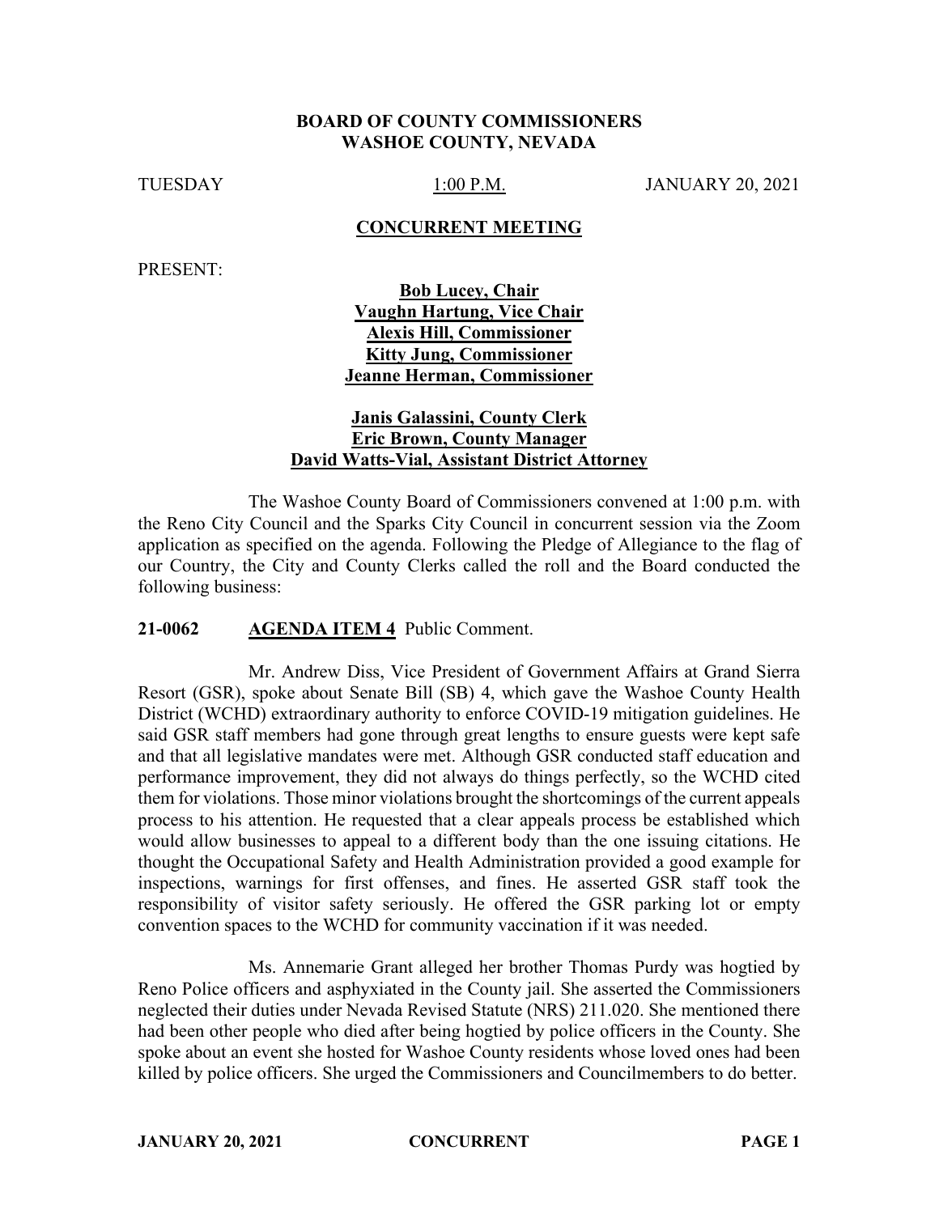# BOARD OF COUNTY COMMISSIONERS
# WASHOE COUNTY, NEVADA

TUESDAY 1:00 P.M. JANUARY 20, 2021

**CONCURRENT MEETING**

PRESENT:

**Bob Lucey, Chair**
**Vaughn Hartung, Vice Chair**
**Alexis Hill, Commissioner**
**Kitty Jung, Commissioner**
**Jeanne Herman, Commissioner**

**Janis Galassini, County Clerk**
**Eric Brown, County Manager**
**David Watts-Vial, Assistant District Attorney**

The Washoe County Board of Commissioners convened at 1:00 p.m. with the Reno City Council and the Sparks City Council in concurrent session via the Zoom application as specified on the agenda. Following the Pledge of Allegiance to the flag of our Country, the City and County Clerks called the roll and the Board conducted the following business:

**21-0062 AGENDA ITEM 4** Public Comment.

Mr. Andrew Diss, Vice President of Government Affairs at Grand Sierra Resort (GSR), spoke about Senate Bill (SB) 4, which gave the Washoe County Health District (WCHD) extraordinary authority to enforce COVID-19 mitigation guidelines. He said GSR staff members had gone through great lengths to ensure guests were kept safe and that all legislative mandates were met. Although GSR conducted staff education and performance improvement, they did not always do things perfectly, so the WCHD cited them for violations. Those minor violations brought the shortcomings of the current appeals process to his attention. He requested that a clear appeals process be established which would allow businesses to appeal to a different body than the one issuing citations. He thought the Occupational Safety and Health Administration provided a good example for inspections, warnings for first offenses, and fines. He asserted GSR staff took the responsibility of visitor safety seriously. He offered the GSR parking lot or empty convention spaces to the WCHD for community vaccination if it was needed.

Ms. Annemarie Grant alleged her brother Thomas Purdy was hogtied by Reno Police officers and asphyxiated in the County jail. She asserted the Commissioners neglected their duties under Nevada Revised Statute (NRS) 211.020. She mentioned there had been other people who died after being hogtied by police officers in the County. She spoke about an event she hosted for Washoe County residents whose loved ones had been killed by police officers. She urged the Commissioners and Councilmembers to do better.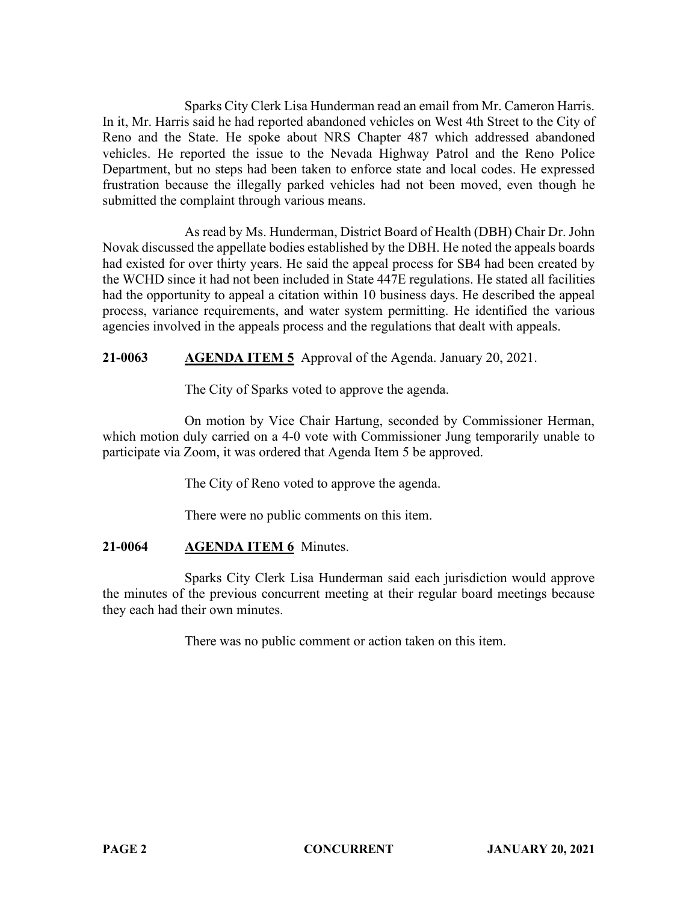Sparks City Clerk Lisa Hunderman read an email from Mr. Cameron Harris. In it, Mr. Harris said he had reported abandoned vehicles on West 4th Street to the City of Reno and the State. He spoke about NRS Chapter 487 which addressed abandoned vehicles. He reported the issue to the Nevada Highway Patrol and the Reno Police Department, but no steps had been taken to enforce state and local codes. He expressed frustration because the illegally parked vehicles had not been moved, even though he submitted the complaint through various means.

As read by Ms. Hunderman, District Board of Health (DBH) Chair Dr. John Novak discussed the appellate bodies established by the DBH. He noted the appeals boards had existed for over thirty years. He said the appeal process for SB4 had been created by the WCHD since it had not been included in State 447E regulations. He stated all facilities had the opportunity to appeal a citation within 10 business days. He described the appeal process, variance requirements, and water system permitting. He identified the various agencies involved in the appeals process and the regulations that dealt with appeals.

**21-0063** **AGENDA ITEM 5** Approval of the Agenda. January 20, 2021.

The City of Sparks voted to approve the agenda.

On motion by Vice Chair Hartung, seconded by Commissioner Herman, which motion duly carried on a 4-0 vote with Commissioner Jung temporarily unable to participate via Zoom, it was ordered that Agenda Item 5 be approved.

The City of Reno voted to approve the agenda.

There were no public comments on this item.

**21-0064** **AGENDA ITEM 6** Minutes.

Sparks City Clerk Lisa Hunderman said each jurisdiction would approve the minutes of the previous concurrent meeting at their regular board meetings because they each had their own minutes.

There was no public comment or action taken on this item.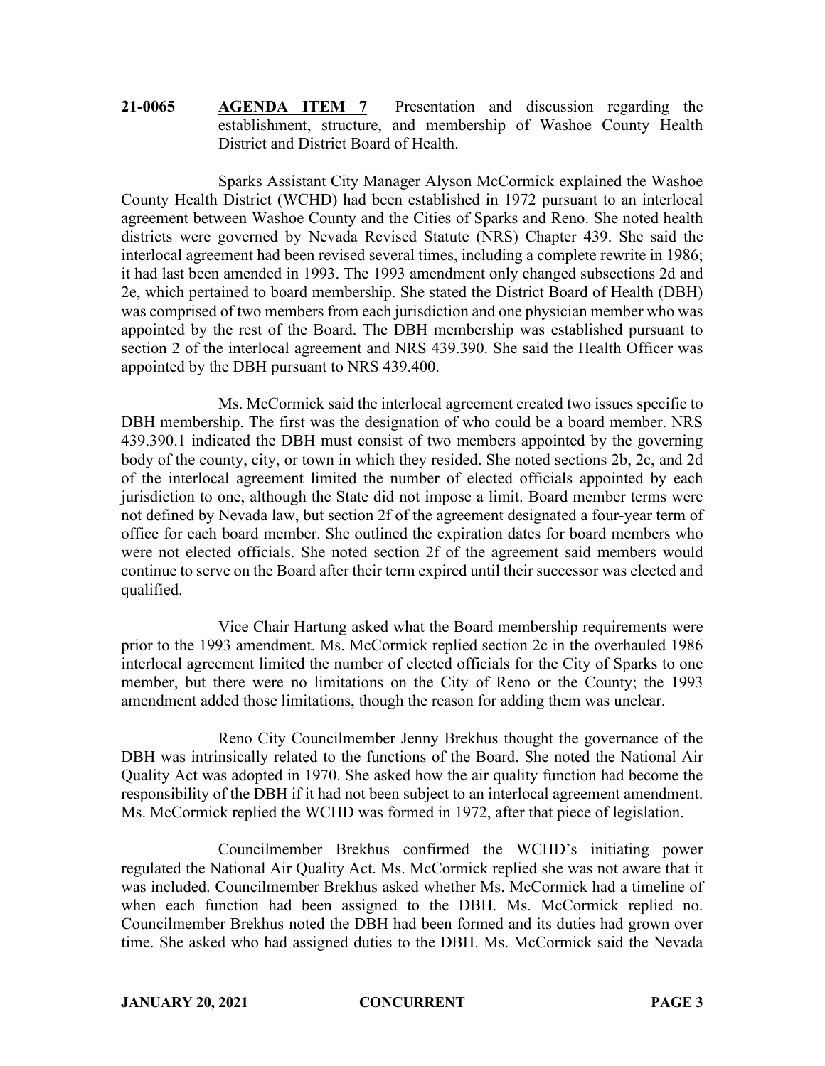**21-0065** **AGENDA ITEM 7** Presentation and discussion regarding the establishment, structure, and membership of Washoe County Health District and District Board of Health.

Sparks Assistant City Manager Alyson McCormick explained the Washoe County Health District (WCHD) had been established in 1972 pursuant to an interlocal agreement between Washoe County and the Cities of Sparks and Reno. She noted health districts were governed by Nevada Revised Statute (NRS) Chapter 439. She said the interlocal agreement had been revised several times, including a complete rewrite in 1986; it had last been amended in 1993. The 1993 amendment only changed subsections 2d and 2e, which pertained to board membership. She stated the District Board of Health (DBH) was comprised of two members from each jurisdiction and one physician member who was appointed by the rest of the Board. The DBH membership was established pursuant to section 2 of the interlocal agreement and NRS 439.390. She said the Health Officer was appointed by the DBH pursuant to NRS 439.400.

Ms. McCormick said the interlocal agreement created two issues specific to DBH membership. The first was the designation of who could be a board member. NRS 439.390.1 indicated the DBH must consist of two members appointed by the governing body of the county, city, or town in which they resided. She noted sections 2b, 2c, and 2d of the interlocal agreement limited the number of elected officials appointed by each jurisdiction to one, although the State did not impose a limit. Board member terms were not defined by Nevada law, but section 2f of the agreement designated a four-year term of office for each board member. She outlined the expiration dates for board members who were not elected officials. She noted section 2f of the agreement said members would continue to serve on the Board after their term expired until their successor was elected and qualified.

Vice Chair Hartung asked what the Board membership requirements were prior to the 1993 amendment. Ms. McCormick replied section 2c in the overhauled 1986 interlocal agreement limited the number of elected officials for the City of Sparks to one member, but there were no limitations on the City of Reno or the County; the 1993 amendment added those limitations, though the reason for adding them was unclear.

Reno City Councilmember Jenny Brekhus thought the governance of the DBH was intrinsically related to the functions of the Board. She noted the National Air Quality Act was adopted in 1970. She asked how the air quality function had become the responsibility of the DBH if it had not been subject to an interlocal agreement amendment. Ms. McCormick replied the WCHD was formed in 1972, after that piece of legislation.

Councilmember Brekhus confirmed the WCHD's initiating power regulated the National Air Quality Act. Ms. McCormick replied she was not aware that it was included. Councilmember Brekhus asked whether Ms. McCormick had a timeline of when each function had been assigned to the DBH. Ms. McCormick replied no. Councilmember Brekhus noted the DBH had been formed and its duties had grown over time. She asked who had assigned duties to the DBH. Ms. McCormick said the Nevada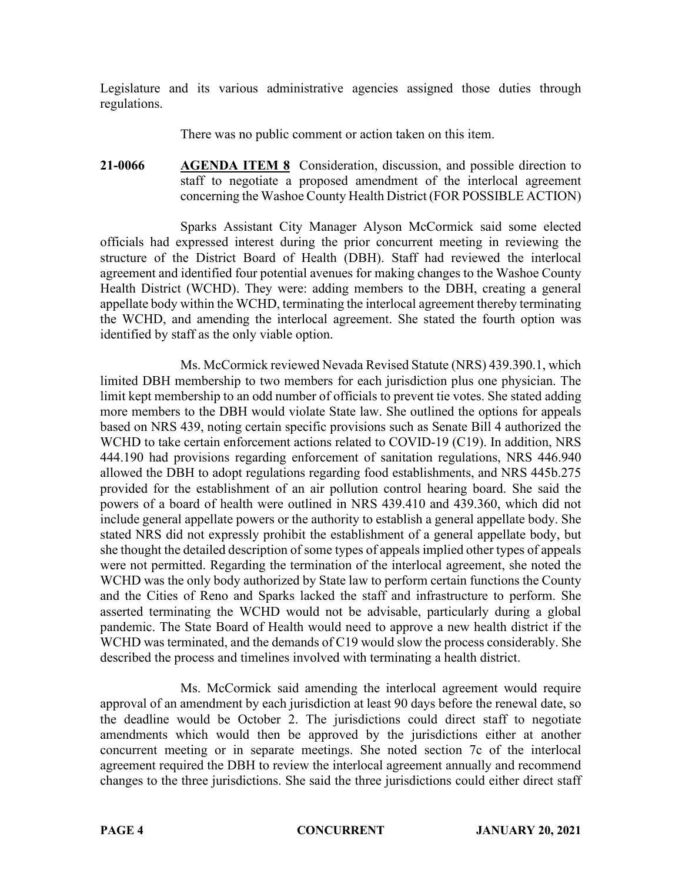Legislature and its various administrative agencies assigned those duties through regulations.

There was no public comment or action taken on this item.

**21-0066** **AGENDA ITEM 8** Consideration, discussion, and possible direction to staff to negotiate a proposed amendment of the interlocal agreement concerning the Washoe County Health District (FOR POSSIBLE ACTION)

Sparks Assistant City Manager Alyson McCormick said some elected officials had expressed interest during the prior concurrent meeting in reviewing the structure of the District Board of Health (DBH). Staff had reviewed the interlocal agreement and identified four potential avenues for making changes to the Washoe County Health District (WCHD). They were: adding members to the DBH, creating a general appellate body within the WCHD, terminating the interlocal agreement thereby terminating the WCHD, and amending the interlocal agreement. She stated the fourth option was identified by staff as the only viable option.

Ms. McCormick reviewed Nevada Revised Statute (NRS) 439.390.1, which limited DBH membership to two members for each jurisdiction plus one physician. The limit kept membership to an odd number of officials to prevent tie votes. She stated adding more members to the DBH would violate State law. She outlined the options for appeals based on NRS 439, noting certain specific provisions such as Senate Bill 4 authorized the WCHD to take certain enforcement actions related to COVID-19 (C19). In addition, NRS 444.190 had provisions regarding enforcement of sanitation regulations, NRS 446.940 allowed the DBH to adopt regulations regarding food establishments, and NRS 445b.275 provided for the establishment of an air pollution control hearing board. She said the powers of a board of health were outlined in NRS 439.410 and 439.360, which did not include general appellate powers or the authority to establish a general appellate body. She stated NRS did not expressly prohibit the establishment of a general appellate body, but she thought the detailed description of some types of appeals implied other types of appeals were not permitted. Regarding the termination of the interlocal agreement, she noted the WCHD was the only body authorized by State law to perform certain functions the County and the Cities of Reno and Sparks lacked the staff and infrastructure to perform. She asserted terminating the WCHD would not be advisable, particularly during a global pandemic. The State Board of Health would need to approve a new health district if the WCHD was terminated, and the demands of C19 would slow the process considerably. She described the process and timelines involved with terminating a health district.

Ms. McCormick said amending the interlocal agreement would require approval of an amendment by each jurisdiction at least 90 days before the renewal date, so the deadline would be October 2. The jurisdictions could direct staff to negotiate amendments which would then be approved by the jurisdictions either at another concurrent meeting or in separate meetings. She noted section 7c of the interlocal agreement required the DBH to review the interlocal agreement annually and recommend changes to the three jurisdictions. She said the three jurisdictions could either direct staff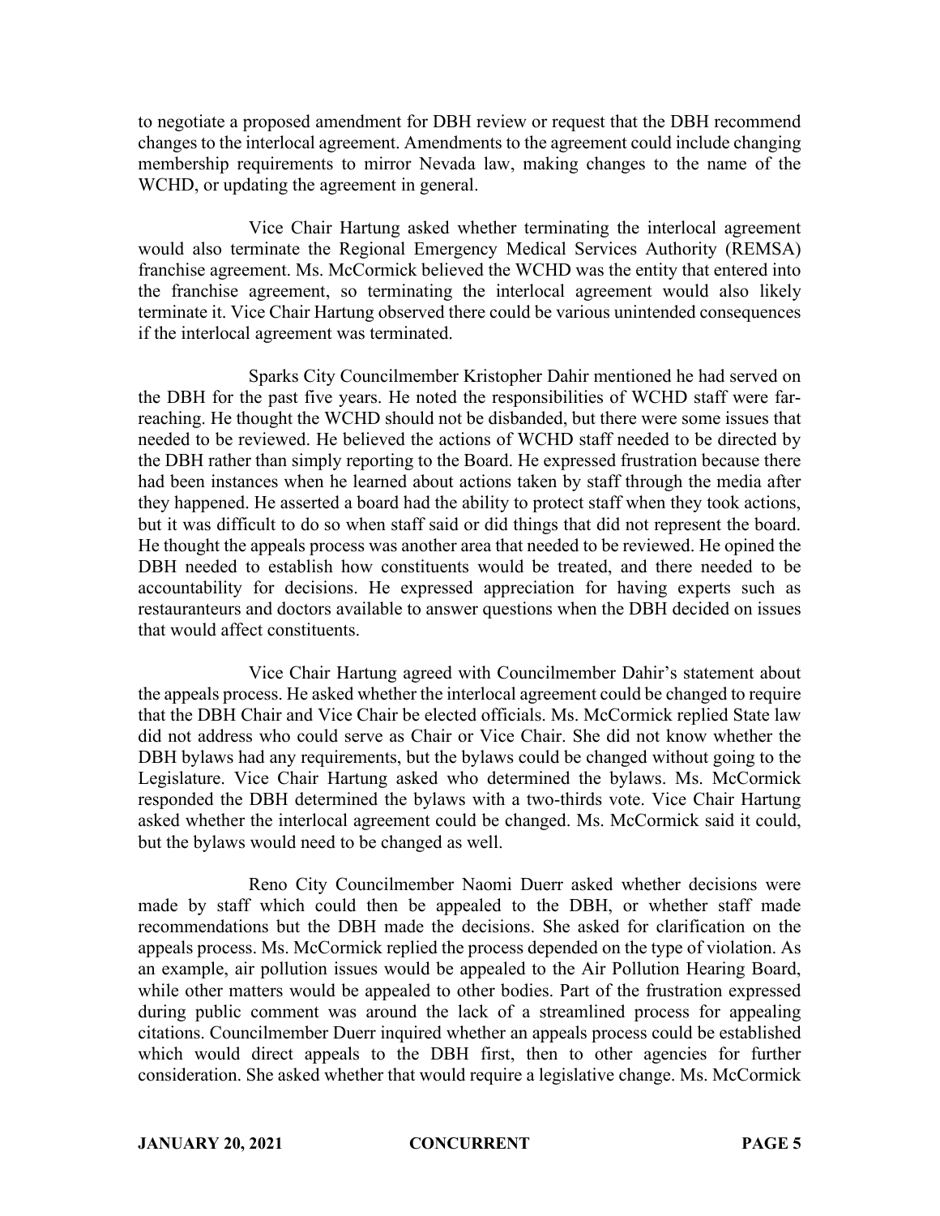to negotiate a proposed amendment for DBH review or request that the DBH recommend changes to the interlocal agreement. Amendments to the agreement could include changing membership requirements to mirror Nevada law, making changes to the name of the WCHD, or updating the agreement in general.

Vice Chair Hartung asked whether terminating the interlocal agreement would also terminate the Regional Emergency Medical Services Authority (REMSA) franchise agreement. Ms. McCormick believed the WCHD was the entity that entered into the franchise agreement, so terminating the interlocal agreement would also likely terminate it. Vice Chair Hartung observed there could be various unintended consequences if the interlocal agreement was terminated.

Sparks City Councilmember Kristopher Dahir mentioned he had served on the DBH for the past five years. He noted the responsibilities of WCHD staff were far-reaching. He thought the WCHD should not be disbanded, but there were some issues that needed to be reviewed. He believed the actions of WCHD staff needed to be directed by the DBH rather than simply reporting to the Board. He expressed frustration because there had been instances when he learned about actions taken by staff through the media after they happened. He asserted a board had the ability to protect staff when they took actions, but it was difficult to do so when staff said or did things that did not represent the board. He thought the appeals process was another area that needed to be reviewed. He opined the DBH needed to establish how constituents would be treated, and there needed to be accountability for decisions. He expressed appreciation for having experts such as restauranteurs and doctors available to answer questions when the DBH decided on issues that would affect constituents.

Vice Chair Hartung agreed with Councilmember Dahir's statement about the appeals process. He asked whether the interlocal agreement could be changed to require that the DBH Chair and Vice Chair be elected officials. Ms. McCormick replied State law did not address who could serve as Chair or Vice Chair. She did not know whether the DBH bylaws had any requirements, but the bylaws could be changed without going to the Legislature. Vice Chair Hartung asked who determined the bylaws. Ms. McCormick responded the DBH determined the bylaws with a two-thirds vote. Vice Chair Hartung asked whether the interlocal agreement could be changed. Ms. McCormick said it could, but the bylaws would need to be changed as well.

Reno City Councilmember Naomi Duerr asked whether decisions were made by staff which could then be appealed to the DBH, or whether staff made recommendations but the DBH made the decisions. She asked for clarification on the appeals process. Ms. McCormick replied the process depended on the type of violation. As an example, air pollution issues would be appealed to the Air Pollution Hearing Board, while other matters would be appealed to other bodies. Part of the frustration expressed during public comment was around the lack of a streamlined process for appealing citations. Councilmember Duerr inquired whether an appeals process could be established which would direct appeals to the DBH first, then to other agencies for further consideration. She asked whether that would require a legislative change. Ms. McCormick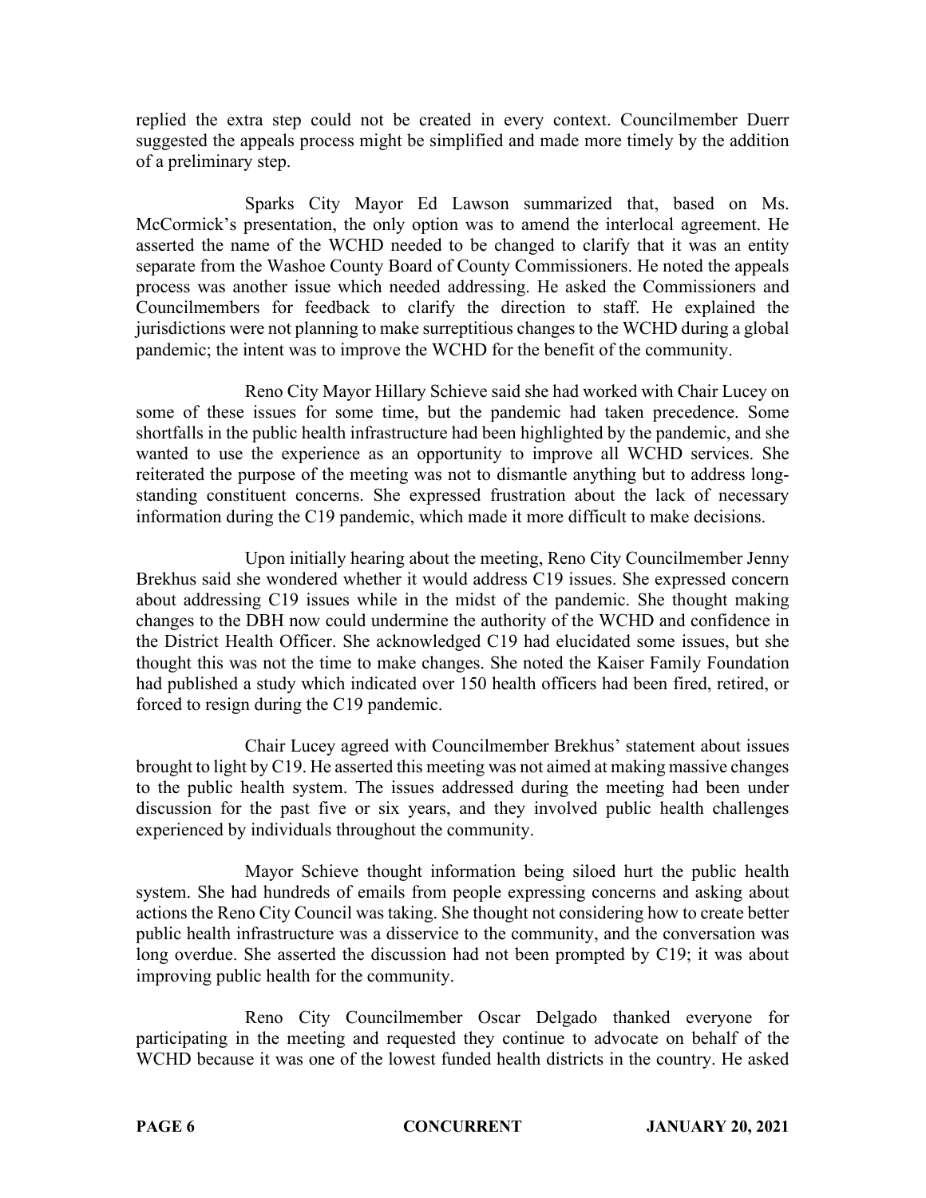replied the extra step could not be created in every context. Councilmember Duerr suggested the appeals process might be simplified and made more timely by the addition of a preliminary step.

Sparks City Mayor Ed Lawson summarized that, based on Ms. McCormick's presentation, the only option was to amend the interlocal agreement. He asserted the name of the WCHD needed to be changed to clarify that it was an entity separate from the Washoe County Board of County Commissioners. He noted the appeals process was another issue which needed addressing. He asked the Commissioners and Councilmembers for feedback to clarify the direction to staff. He explained the jurisdictions were not planning to make surreptitious changes to the WCHD during a global pandemic; the intent was to improve the WCHD for the benefit of the community.

Reno City Mayor Hillary Schieve said she had worked with Chair Lucey on some of these issues for some time, but the pandemic had taken precedence. Some shortfalls in the public health infrastructure had been highlighted by the pandemic, and she wanted to use the experience as an opportunity to improve all WCHD services. She reiterated the purpose of the meeting was not to dismantle anything but to address long-standing constituent concerns. She expressed frustration about the lack of necessary information during the C19 pandemic, which made it more difficult to make decisions.

Upon initially hearing about the meeting, Reno City Councilmember Jenny Brekhus said she wondered whether it would address C19 issues. She expressed concern about addressing C19 issues while in the midst of the pandemic. She thought making changes to the DBH now could undermine the authority of the WCHD and confidence in the District Health Officer. She acknowledged C19 had elucidated some issues, but she thought this was not the time to make changes. She noted the Kaiser Family Foundation had published a study which indicated over 150 health officers had been fired, retired, or forced to resign during the C19 pandemic.

Chair Lucey agreed with Councilmember Brekhus' statement about issues brought to light by C19. He asserted this meeting was not aimed at making massive changes to the public health system. The issues addressed during the meeting had been under discussion for the past five or six years, and they involved public health challenges experienced by individuals throughout the community.

Mayor Schieve thought information being siloed hurt the public health system. She had hundreds of emails from people expressing concerns and asking about actions the Reno City Council was taking. She thought not considering how to create better public health infrastructure was a disservice to the community, and the conversation was long overdue. She asserted the discussion had not been prompted by C19; it was about improving public health for the community.

Reno City Councilmember Oscar Delgado thanked everyone for participating in the meeting and requested they continue to advocate on behalf of the WCHD because it was one of the lowest funded health districts in the country. He asked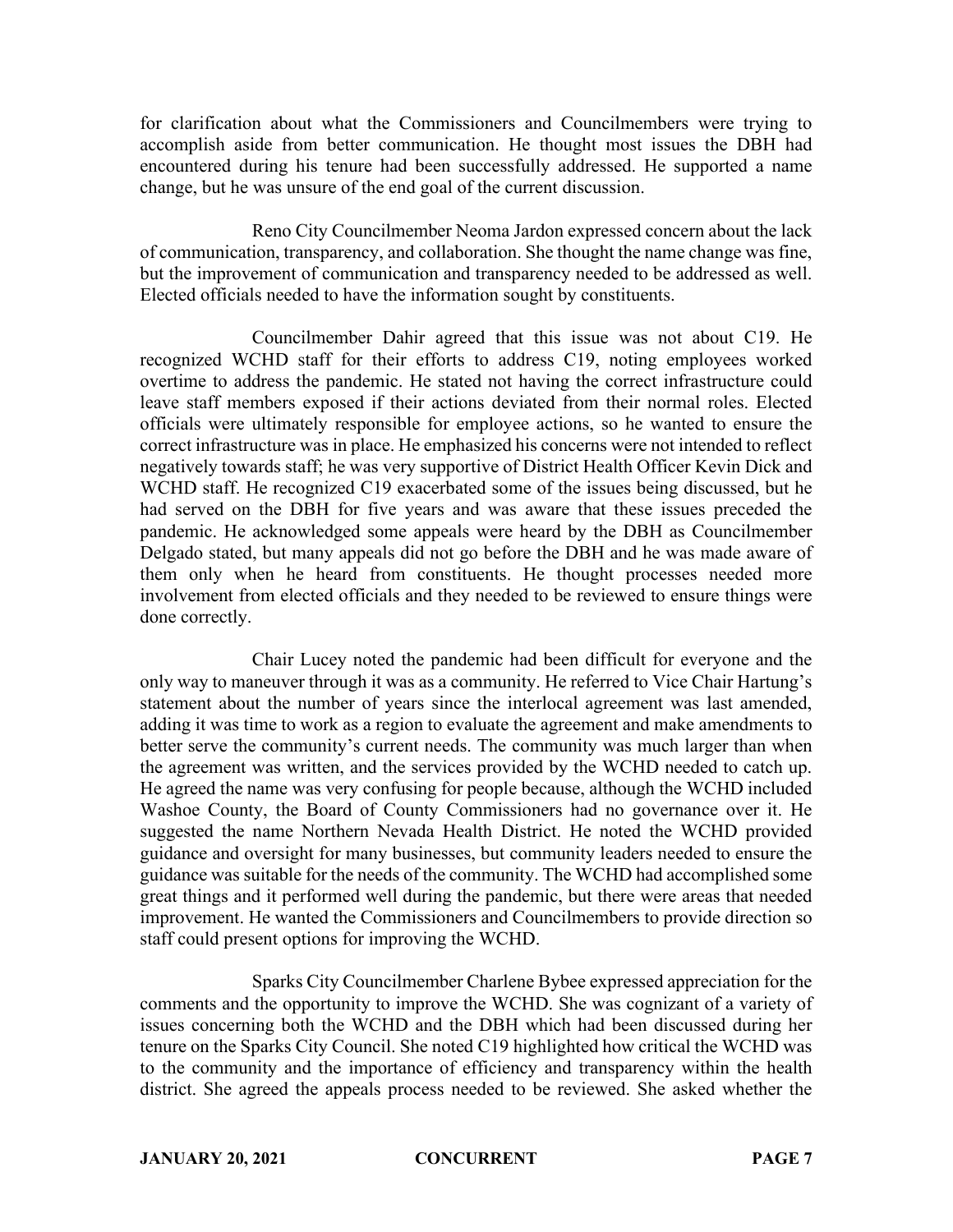for clarification about what the Commissioners and Councilmembers were trying to accomplish aside from better communication. He thought most issues the DBH had encountered during his tenure had been successfully addressed. He supported a name change, but he was unsure of the end goal of the current discussion.

Reno City Councilmember Neoma Jardon expressed concern about the lack of communication, transparency, and collaboration. She thought the name change was fine, but the improvement of communication and transparency needed to be addressed as well. Elected officials needed to have the information sought by constituents.

Councilmember Dahir agreed that this issue was not about C19. He recognized WCHD staff for their efforts to address C19, noting employees worked overtime to address the pandemic. He stated not having the correct infrastructure could leave staff members exposed if their actions deviated from their normal roles. Elected officials were ultimately responsible for employee actions, so he wanted to ensure the correct infrastructure was in place. He emphasized his concerns were not intended to reflect negatively towards staff; he was very supportive of District Health Officer Kevin Dick and WCHD staff. He recognized C19 exacerbated some of the issues being discussed, but he had served on the DBH for five years and was aware that these issues preceded the pandemic. He acknowledged some appeals were heard by the DBH as Councilmember Delgado stated, but many appeals did not go before the DBH and he was made aware of them only when he heard from constituents. He thought processes needed more involvement from elected officials and they needed to be reviewed to ensure things were done correctly.

Chair Lucey noted the pandemic had been difficult for everyone and the only way to maneuver through it was as a community. He referred to Vice Chair Hartung's statement about the number of years since the interlocal agreement was last amended, adding it was time to work as a region to evaluate the agreement and make amendments to better serve the community's current needs. The community was much larger than when the agreement was written, and the services provided by the WCHD needed to catch up. He agreed the name was very confusing for people because, although the WCHD included Washoe County, the Board of County Commissioners had no governance over it. He suggested the name Northern Nevada Health District. He noted the WCHD provided guidance and oversight for many businesses, but community leaders needed to ensure the guidance was suitable for the needs of the community. The WCHD had accomplished some great things and it performed well during the pandemic, but there were areas that needed improvement. He wanted the Commissioners and Councilmembers to provide direction so staff could present options for improving the WCHD.

Sparks City Councilmember Charlene Bybee expressed appreciation for the comments and the opportunity to improve the WCHD. She was cognizant of a variety of issues concerning both the WCHD and the DBH which had been discussed during her tenure on the Sparks City Council. She noted C19 highlighted how critical the WCHD was to the community and the importance of efficiency and transparency within the health district. She agreed the appeals process needed to be reviewed. She asked whether the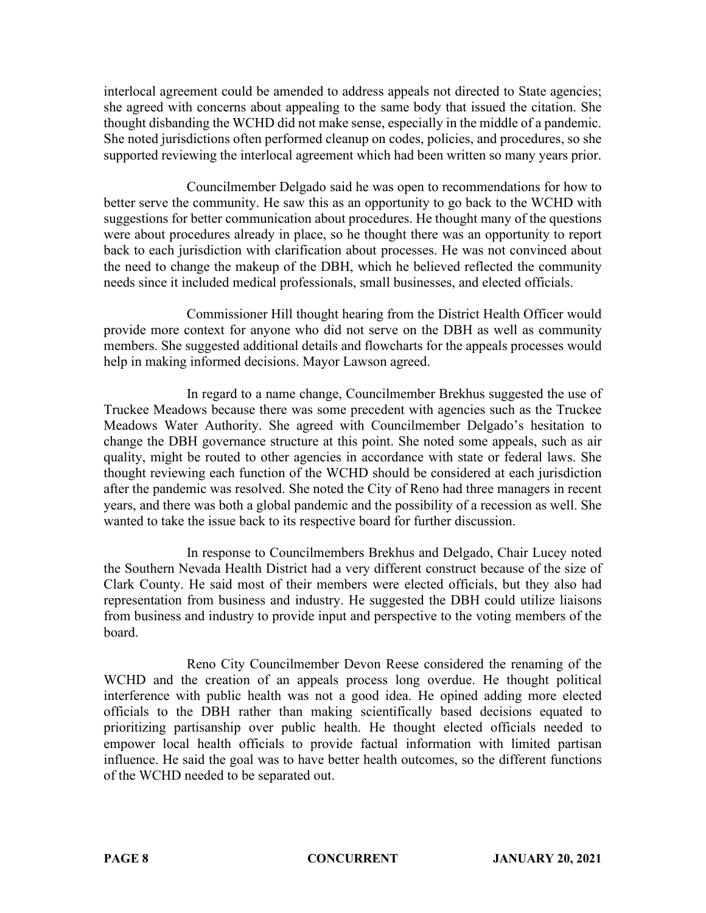interlocal agreement could be amended to address appeals not directed to State agencies; she agreed with concerns about appealing to the same body that issued the citation. She thought disbanding the WCHD did not make sense, especially in the middle of a pandemic. She noted jurisdictions often performed cleanup on codes, policies, and procedures, so she supported reviewing the interlocal agreement which had been written so many years prior.

Councilmember Delgado said he was open to recommendations for how to better serve the community. He saw this as an opportunity to go back to the WCHD with suggestions for better communication about procedures. He thought many of the questions were about procedures already in place, so he thought there was an opportunity to report back to each jurisdiction with clarification about processes. He was not convinced about the need to change the makeup of the DBH, which he believed reflected the community needs since it included medical professionals, small businesses, and elected officials.

Commissioner Hill thought hearing from the District Health Officer would provide more context for anyone who did not serve on the DBH as well as community members. She suggested additional details and flowcharts for the appeals processes would help in making informed decisions. Mayor Lawson agreed.

In regard to a name change, Councilmember Brekhus suggested the use of Truckee Meadows because there was some precedent with agencies such as the Truckee Meadows Water Authority. She agreed with Councilmember Delgado's hesitation to change the DBH governance structure at this point. She noted some appeals, such as air quality, might be routed to other agencies in accordance with state or federal laws. She thought reviewing each function of the WCHD should be considered at each jurisdiction after the pandemic was resolved. She noted the City of Reno had three managers in recent years, and there was both a global pandemic and the possibility of a recession as well. She wanted to take the issue back to its respective board for further discussion.

In response to Councilmembers Brekhus and Delgado, Chair Lucey noted the Southern Nevada Health District had a very different construct because of the size of Clark County. He said most of their members were elected officials, but they also had representation from business and industry. He suggested the DBH could utilize liaisons from business and industry to provide input and perspective to the voting members of the board.

Reno City Councilmember Devon Reese considered the renaming of the WCHD and the creation of an appeals process long overdue. He thought political interference with public health was not a good idea. He opined adding more elected officials to the DBH rather than making scientifically based decisions equated to prioritizing partisanship over public health. He thought elected officials needed to empower local health officials to provide factual information with limited partisan influence. He said the goal was to have better health outcomes, so the different functions of the WCHD needed to be separated out.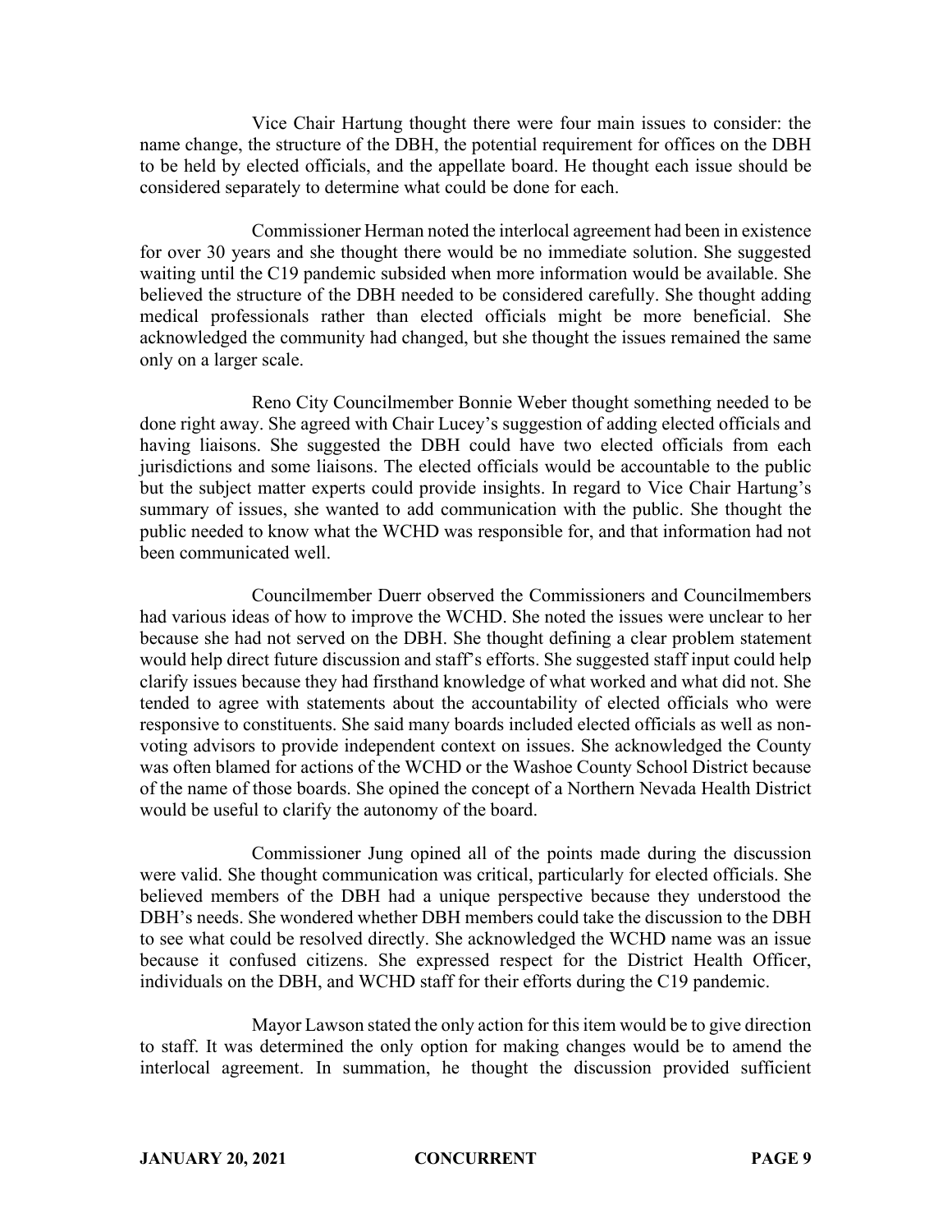Vice Chair Hartung thought there were four main issues to consider: the name change, the structure of the DBH, the potential requirement for offices on the DBH to be held by elected officials, and the appellate board. He thought each issue should be considered separately to determine what could be done for each.

Commissioner Herman noted the interlocal agreement had been in existence for over 30 years and she thought there would be no immediate solution. She suggested waiting until the C19 pandemic subsided when more information would be available. She believed the structure of the DBH needed to be considered carefully. She thought adding medical professionals rather than elected officials might be more beneficial. She acknowledged the community had changed, but she thought the issues remained the same only on a larger scale.

Reno City Councilmember Bonnie Weber thought something needed to be done right away. She agreed with Chair Lucey's suggestion of adding elected officials and having liaisons. She suggested the DBH could have two elected officials from each jurisdictions and some liaisons. The elected officials would be accountable to the public but the subject matter experts could provide insights. In regard to Vice Chair Hartung's summary of issues, she wanted to add communication with the public. She thought the public needed to know what the WCHD was responsible for, and that information had not been communicated well.

Councilmember Duerr observed the Commissioners and Councilmembers had various ideas of how to improve the WCHD. She noted the issues were unclear to her because she had not served on the DBH. She thought defining a clear problem statement would help direct future discussion and staff's efforts. She suggested staff input could help clarify issues because they had firsthand knowledge of what worked and what did not. She tended to agree with statements about the accountability of elected officials who were responsive to constituents. She said many boards included elected officials as well as non-voting advisors to provide independent context on issues. She acknowledged the County was often blamed for actions of the WCHD or the Washoe County School District because of the name of those boards. She opined the concept of a Northern Nevada Health District would be useful to clarify the autonomy of the board.

Commissioner Jung opined all of the points made during the discussion were valid. She thought communication was critical, particularly for elected officials. She believed members of the DBH had a unique perspective because they understood the DBH's needs. She wondered whether DBH members could take the discussion to the DBH to see what could be resolved directly. She acknowledged the WCHD name was an issue because it confused citizens. She expressed respect for the District Health Officer, individuals on the DBH, and WCHD staff for their efforts during the C19 pandemic.

Mayor Lawson stated the only action for this item would be to give direction to staff. It was determined the only option for making changes would be to amend the interlocal agreement. In summation, he thought the discussion provided sufficient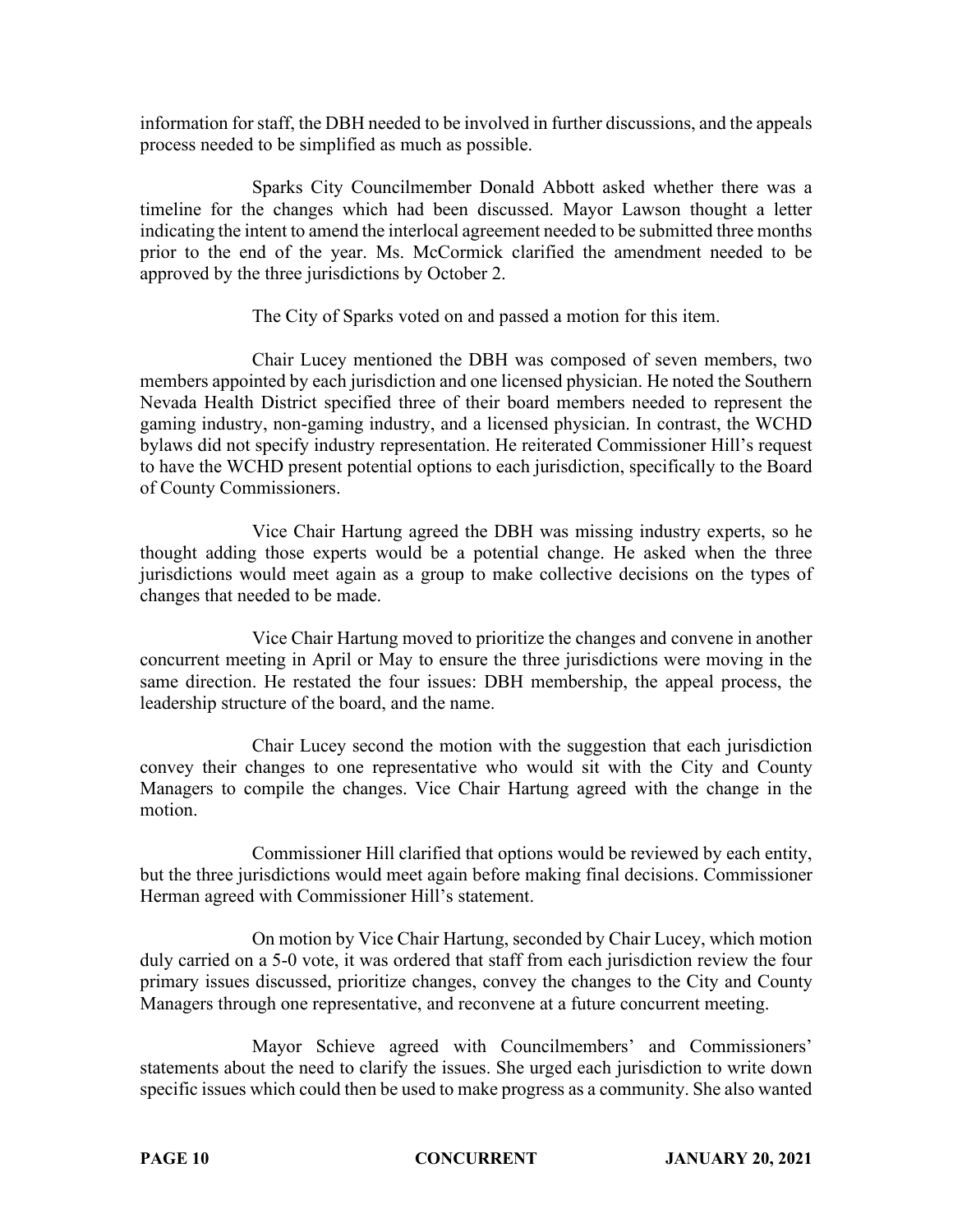information for staff, the DBH needed to be involved in further discussions, and the appeals process needed to be simplified as much as possible.

Sparks City Councilmember Donald Abbott asked whether there was a timeline for the changes which had been discussed. Mayor Lawson thought a letter indicating the intent to amend the interlocal agreement needed to be submitted three months prior to the end of the year. Ms. McCormick clarified the amendment needed to be approved by the three jurisdictions by October 2.

The City of Sparks voted on and passed a motion for this item.

Chair Lucey mentioned the DBH was composed of seven members, two members appointed by each jurisdiction and one licensed physician. He noted the Southern Nevada Health District specified three of their board members needed to represent the gaming industry, non-gaming industry, and a licensed physician. In contrast, the WCHD bylaws did not specify industry representation. He reiterated Commissioner Hill's request to have the WCHD present potential options to each jurisdiction, specifically to the Board of County Commissioners.

Vice Chair Hartung agreed the DBH was missing industry experts, so he thought adding those experts would be a potential change. He asked when the three jurisdictions would meet again as a group to make collective decisions on the types of changes that needed to be made.

Vice Chair Hartung moved to prioritize the changes and convene in another concurrent meeting in April or May to ensure the three jurisdictions were moving in the same direction. He restated the four issues: DBH membership, the appeal process, the leadership structure of the board, and the name.

Chair Lucey second the motion with the suggestion that each jurisdiction convey their changes to one representative who would sit with the City and County Managers to compile the changes. Vice Chair Hartung agreed with the change in the motion.

Commissioner Hill clarified that options would be reviewed by each entity, but the three jurisdictions would meet again before making final decisions. Commissioner Herman agreed with Commissioner Hill's statement.

On motion by Vice Chair Hartung, seconded by Chair Lucey, which motion duly carried on a 5-0 vote, it was ordered that staff from each jurisdiction review the four primary issues discussed, prioritize changes, convey the changes to the City and County Managers through one representative, and reconvene at a future concurrent meeting.

Mayor Schieve agreed with Councilmembers' and Commissioners' statements about the need to clarify the issues. She urged each jurisdiction to write down specific issues which could then be used to make progress as a community. She also wanted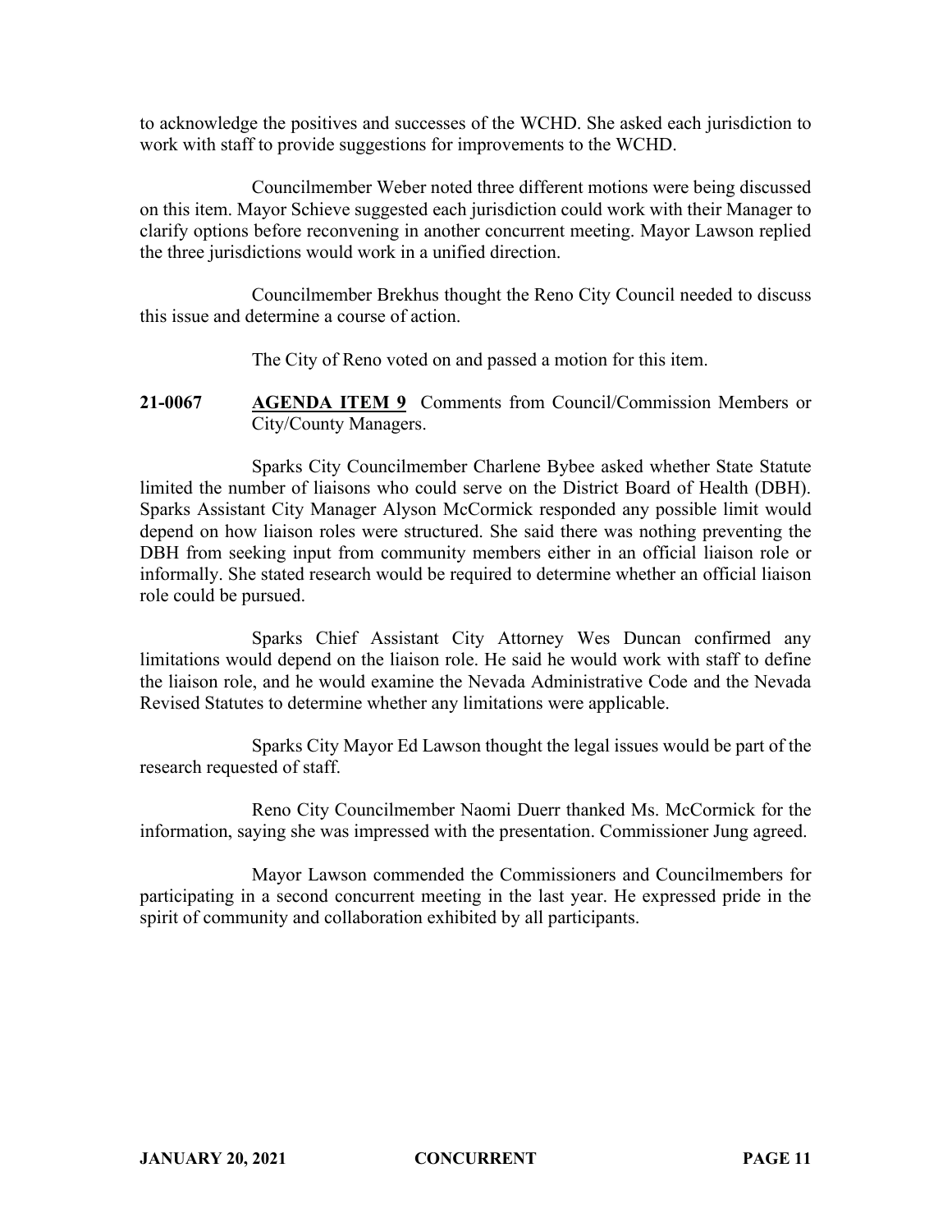to acknowledge the positives and successes of the WCHD. She asked each jurisdiction to work with staff to provide suggestions for improvements to the WCHD.

Councilmember Weber noted three different motions were being discussed on this item. Mayor Schieve suggested each jurisdiction could work with their Manager to clarify options before reconvening in another concurrent meeting. Mayor Lawson replied the three jurisdictions would work in a unified direction.

Councilmember Brekhus thought the Reno City Council needed to discuss this issue and determine a course of action.

The City of Reno voted on and passed a motion for this item.

**21-0067** **AGENDA ITEM 9** Comments from Council/Commission Members or City/County Managers.

Sparks City Councilmember Charlene Bybee asked whether State Statute limited the number of liaisons who could serve on the District Board of Health (DBH). Sparks Assistant City Manager Alyson McCormick responded any possible limit would depend on how liaison roles were structured. She said there was nothing preventing the DBH from seeking input from community members either in an official liaison role or informally. She stated research would be required to determine whether an official liaison role could be pursued.

Sparks Chief Assistant City Attorney Wes Duncan confirmed any limitations would depend on the liaison role. He said he would work with staff to define the liaison role, and he would examine the Nevada Administrative Code and the Nevada Revised Statutes to determine whether any limitations were applicable.

Sparks City Mayor Ed Lawson thought the legal issues would be part of the research requested of staff.

Reno City Councilmember Naomi Duerr thanked Ms. McCormick for the information, saying she was impressed with the presentation. Commissioner Jung agreed.

Mayor Lawson commended the Commissioners and Councilmembers for participating in a second concurrent meeting in the last year. He expressed pride in the spirit of community and collaboration exhibited by all participants.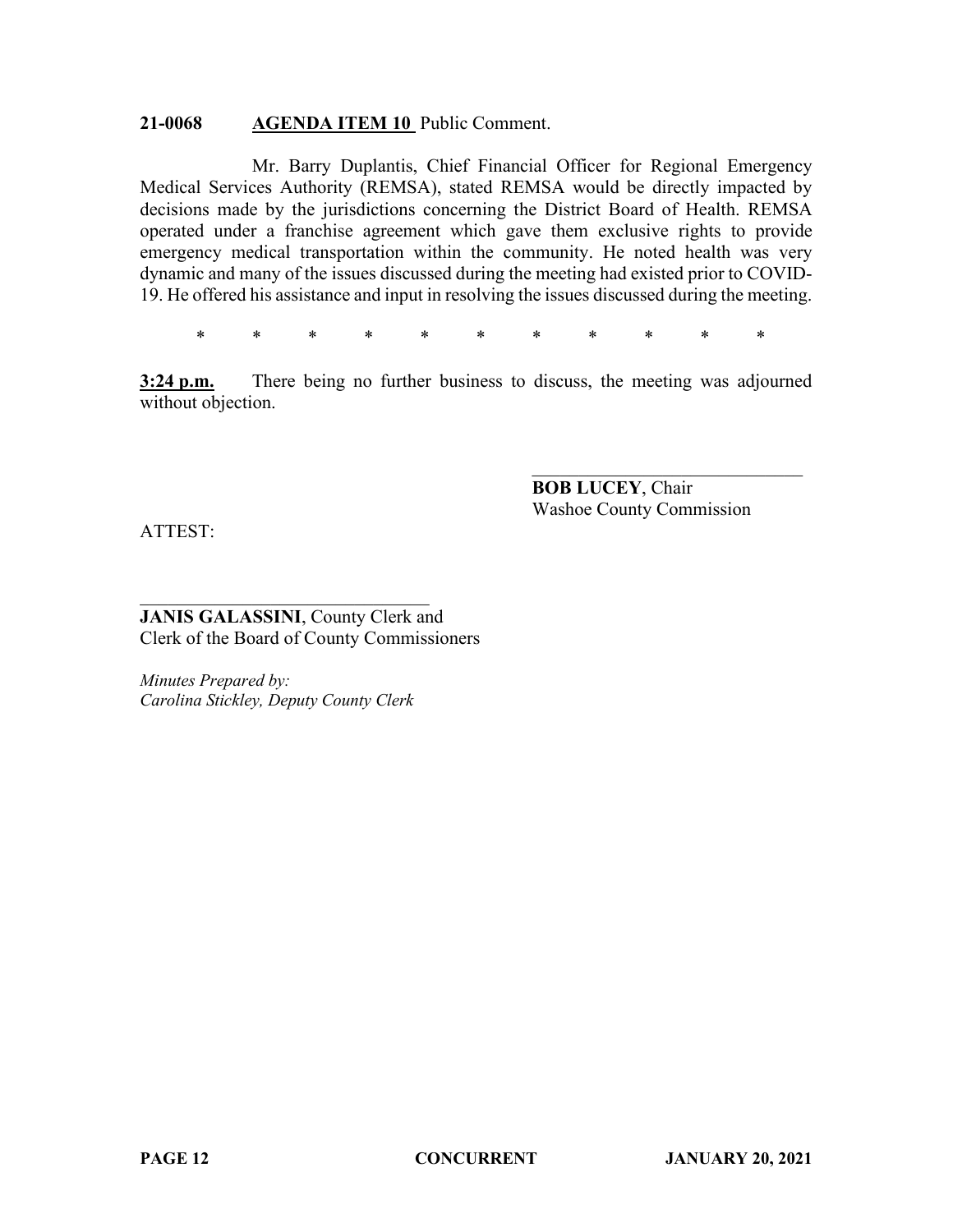**21-0068** **AGENDA ITEM 10** Public Comment.

Mr. Barry Duplantis, Chief Financial Officer for Regional Emergency Medical Services Authority (REMSA), stated REMSA would be directly impacted by decisions made by the jurisdictions concerning the District Board of Health. REMSA operated under a franchise agreement which gave them exclusive rights to provide emergency medical transportation within the community. He noted health was very dynamic and many of the issues discussed during the meeting had existed prior to COVID-19. He offered his assistance and input in resolving the issues discussed during the meeting.

\* \* \* \* \* \* \* \* \* \* \*

**3:24 p.m.** There being no further business to discuss, the meeting was adjourned without objection.

**BOB LUCEY**, Chair
Washoe County Commission

ATTEST:

**JANIS GALASSINI**, County Clerk and
Clerk of the Board of County Commissioners

*Minutes Prepared by:*
*Carolina Stickley, Deputy County Clerk*